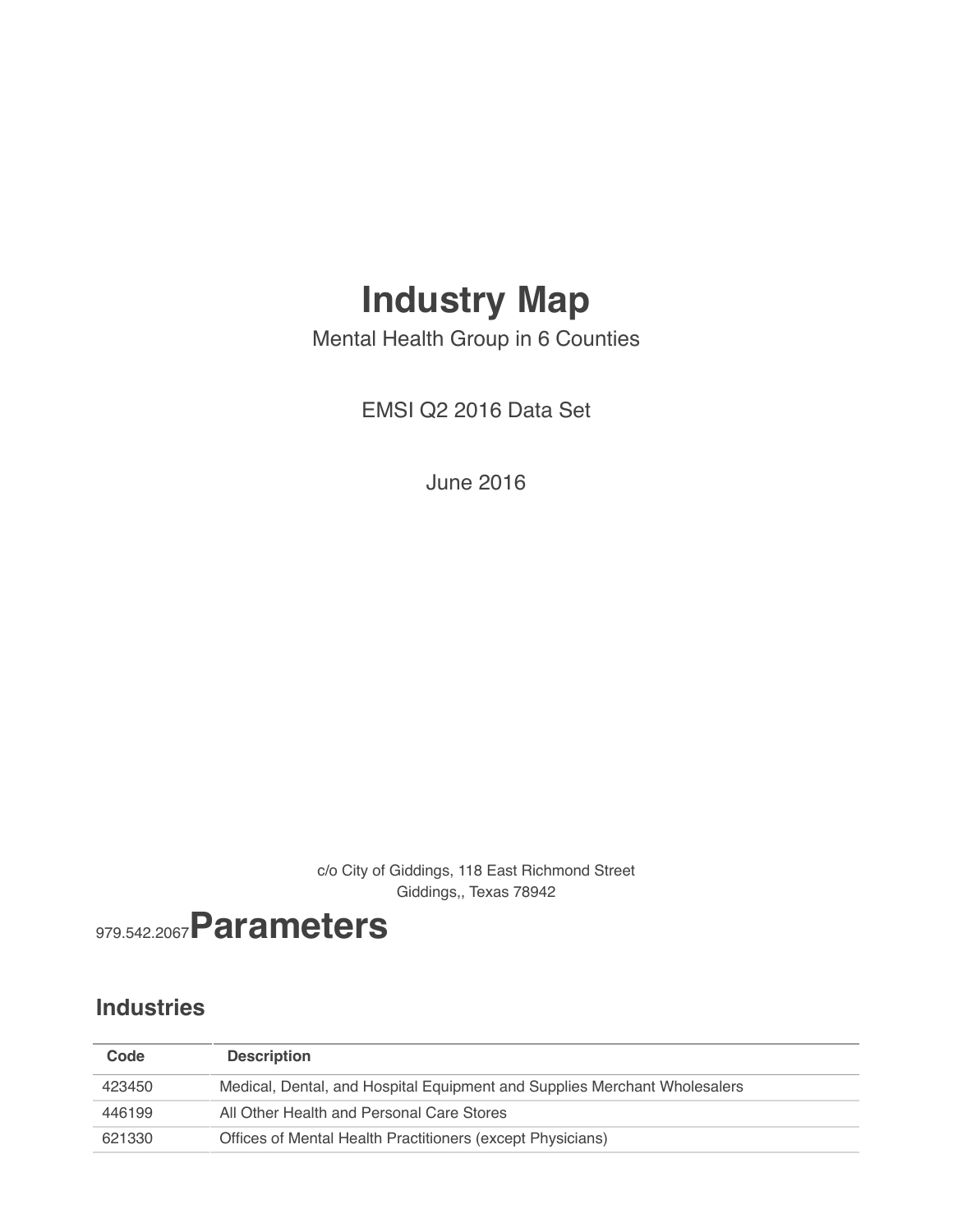# Industry Map

Mental Health Group in 6 Counties

EMSI Q2 2016 Data Set

June 2016

c/o City of Giddings, 118 East Richmond Street
Giddings,, Texas 78942
979.542.2067

# Parameters

## Industries

| Code | Description |
|---|---|
| 423450 | Medical, Dental, and Hospital Equipment and Supplies Merchant Wholesalers |
| 446199 | All Other Health and Personal Care Stores |
| 621330 | Offices of Mental Health Practitioners (except Physicians) |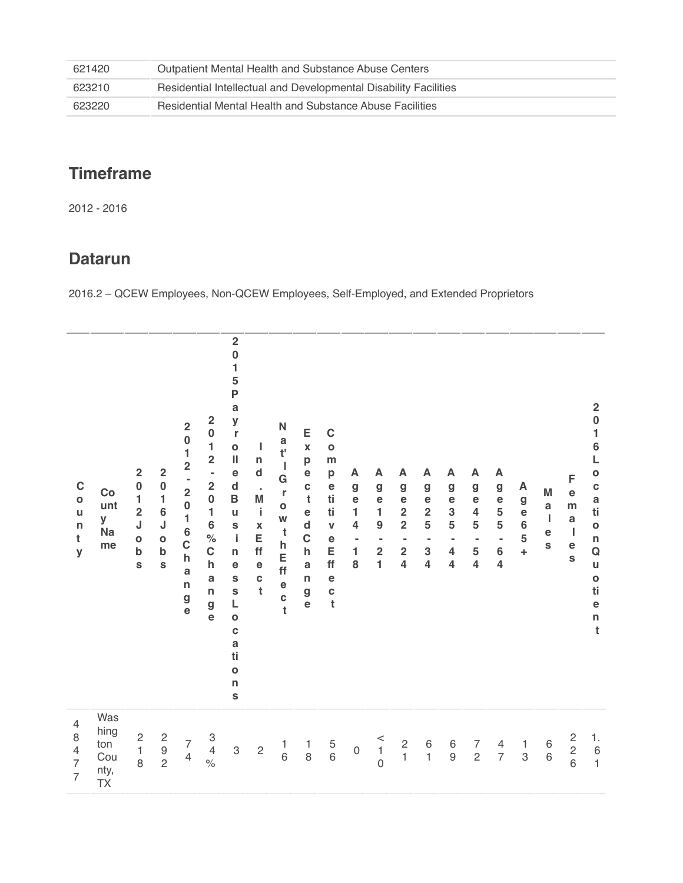| | |
|---|---|
| 621420 | Outpatient Mental Health and Substance Abuse Centers |
| 623210 | Residential Intellectual and Developmental Disability Facilities |
| 623220 | Residential Mental Health and Substance Abuse Facilities |

## Timeframe

2012 - 2016

## Datarun

2016.2 – QCEW Employees, Non-QCEW Employees, Self-Employed, and Extended Proprietors

| County | County Name | 2012 Jobs | 2016 Jobs | 2012 - 2016 Change | 2012 - 2016 % Change | 2015 Payrolled Business Locations | Ind. Mix Effect | Nat'l Growth Effect | Expected Change | Competitive Effect | Age 14 - 18 | Age 19 - 21 | Age 22 - 24 | Age 25 - 34 | Age 35 - 44 | Age 45 - 54 | Age 55 - 64 | Age 65+ | Males | Females | 2016 Location Quotient |
|---|---|---|---|---|---|---|---|---|---|---|---|---|---|---|---|---|---|---|---|---|---|
| 48477 | Washington County, TX | 218 | 292 | 74 | 34% | 3 | 2 | 16 | 18 | 56 | 0 | <10 | 21 | 61 | 69 | 72 | 47 | 13 | 66 | 226 | 1.61 |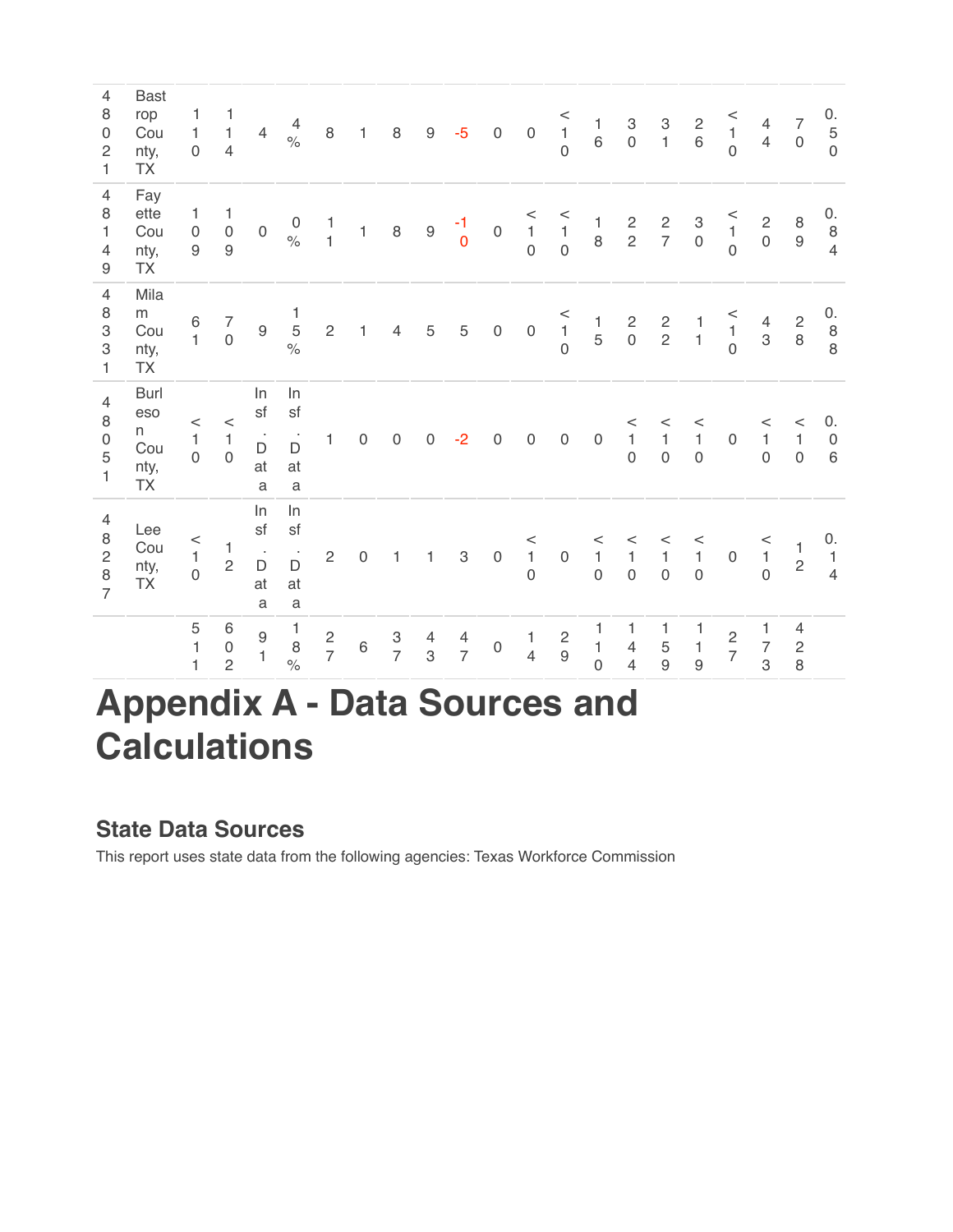| | | | | | | | | | | | | | | | | | | | | | | |
|---|---|---|---|---|---|---|---|---|---|---|---|---|---|---|---|---|---|---|---|---|---|---|
| 48021 | Bastrop County, TX | 110 | 114 | 4 | 4% | 8 | 1 | 8 | 9 | -5 | 0 | 0 | <10 | 16 | 30 | 31 | 26 | <10 | 44 | 70 | 0.50 |
| 48149 | Fayette County, TX | 109 | 109 | 0 | 0% | 11 | 1 | 8 | 9 | -10 | 0 | <10 | <10 | 18 | 22 | 27 | 30 | <10 | 20 | 89 | 0.84 |
| 48331 | Milam County, TX | 61 | 70 | 9 | 15% | 2 | 1 | 4 | 5 | 5 | 0 | 0 | <10 | 15 | 20 | 22 | 11 | <10 | 43 | 28 | 0.88 |
| 48051 | Burleson County, TX | <10 | <10 | Insf. Data | Insf. Data | 1 | 0 | 0 | 0 | -2 | 0 | 0 | 0 | 0 | <10 | <10 | <10 | 0 | <10 | <10 | 0.06 |
| 48287 | Lee County, TX | <10 | 12 | Insf. Data | Insf. Data | 2 | 0 | 1 | 1 | 3 | 0 | <10 | 0 | <10 | <10 | <10 | <10 | 0 | <10 | 12 | 0.14 |
| | | 511 | 602 | 91 | 18% | 27 | 6 | 37 | 43 | 47 | 0 | 14 | 29 | 110 | 144 | 159 | 119 | 27 | 173 | 428 | |

# Appendix A - Data Sources and Calculations

## State Data Sources

This report uses state data from the following agencies: Texas Workforce Commission